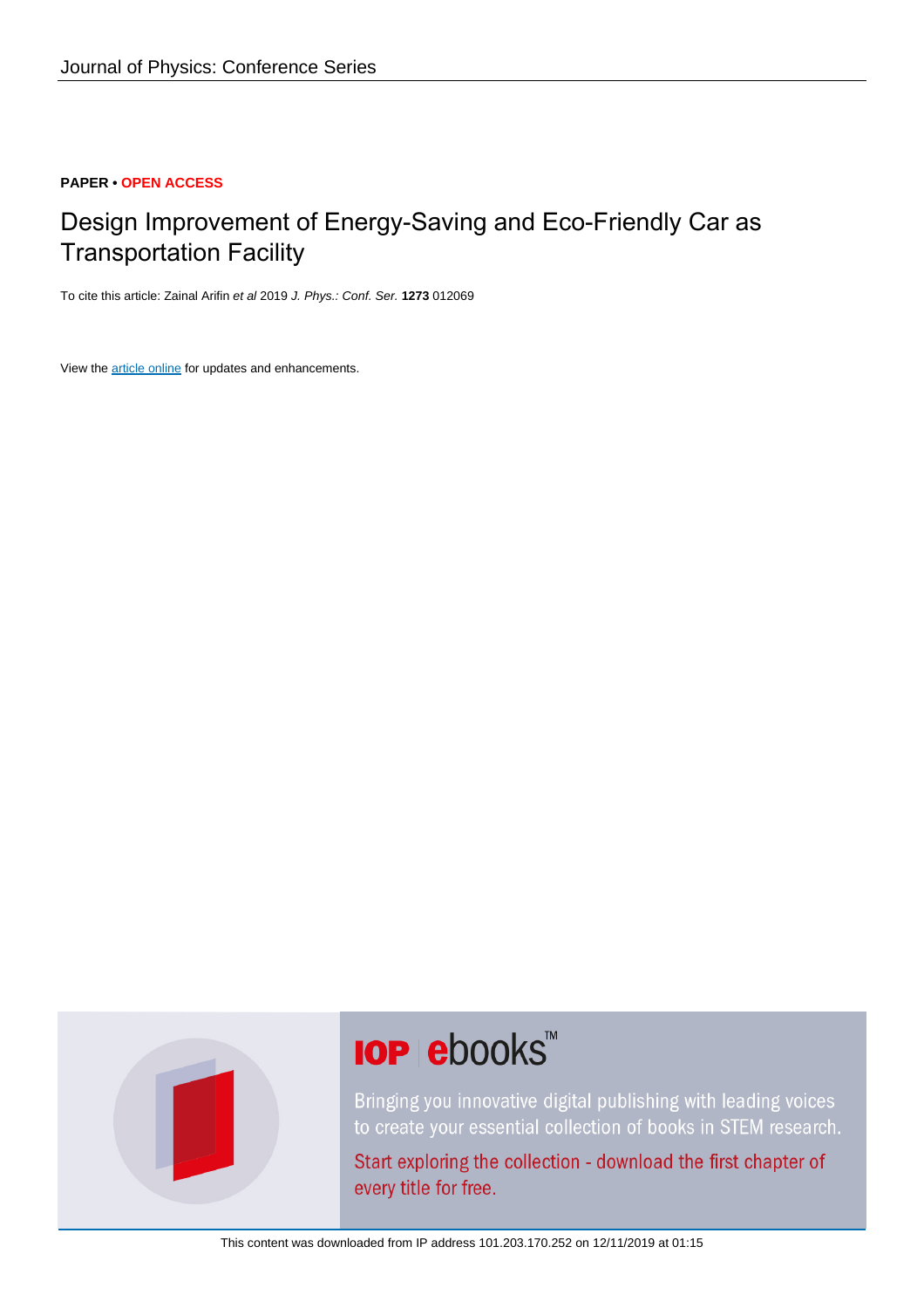Journal of Physics: Conference Series

**PAPER • OPEN ACCESS**

# Design Improvement of Energy-Saving and Eco-Friendly Car as Transportation Facility

To cite this article: Zainal Arifin *et al* 2019 *J. Phys.: Conf. Ser.* **1273** 012069

View the article online for updates and enhancements.

This content was downloaded from IP address 101.203.170.252 on 12/11/2019 at 01:15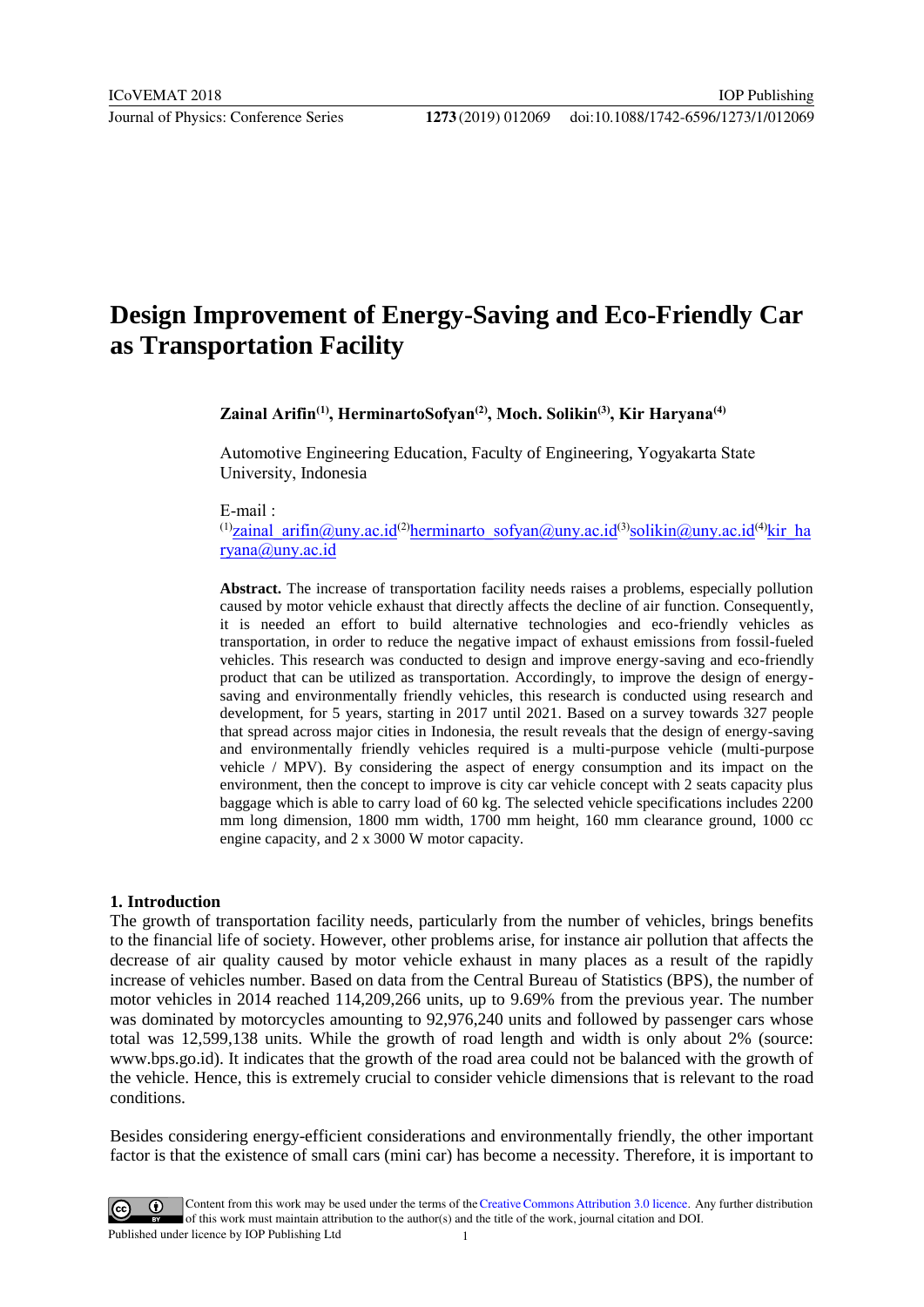# Design Improvement of Energy-Saving and Eco-Friendly Car as Transportation Facility

**Zainal Arifin[1], HerminartoSofyan[2], Moch. Solikin[3], Kir Haryana[4]**

Automotive Engineering Education, Faculty of Engineering, Yogyakarta State University, Indonesia

E-mail :
[1]zainal_arifin@uny.ac.id[2]herminarto_sofyan@uny.ac.id[3]solikin@uny.ac.id[4]kir_haryana@uny.ac.id

**Abstract.** The increase of transportation facility needs raises a problems, especially pollution caused by motor vehicle exhaust that directly affects the decline of air function. Consequently, it is needed an effort to build alternative technologies and eco-friendly vehicles as transportation, in order to reduce the negative impact of exhaust emissions from fossil-fueled vehicles. This research was conducted to design and improve energy-saving and eco-friendly product that can be utilized as transportation. Accordingly, to improve the design of energy-saving and environmentally friendly vehicles, this research is conducted using research and development, for 5 years, starting in 2017 until 2021. Based on a survey towards 327 people that spread across major cities in Indonesia, the result reveals that the design of energy-saving and environmentally friendly vehicles required is a multi-purpose vehicle (multi-purpose vehicle / MPV). By considering the aspect of energy consumption and its impact on the environment, then the concept to improve is city car vehicle concept with 2 seats capacity plus baggage which is able to carry load of 60 kg. The selected vehicle specifications includes 2200 mm long dimension, 1800 mm width, 1700 mm height, 160 mm clearance ground, 1000 cc engine capacity, and 2 x 3000 W motor capacity.

## 1. Introduction

The growth of transportation facility needs, particularly from the number of vehicles, brings benefits to the financial life of society. However, other problems arise, for instance air pollution that affects the decrease of air quality caused by motor vehicle exhaust in many places as a result of the rapidly increase of vehicles number. Based on data from the Central Bureau of Statistics (BPS), the number of motor vehicles in 2014 reached 114,209,266 units, up to 9.69% from the previous year. The number was dominated by motorcycles amounting to 92,976,240 units and followed by passenger cars whose total was 12,599,138 units. While the growth of road length and width is only about 2% (source: www.bps.go.id). It indicates that the growth of the road area could not be balanced with the growth of the vehicle. Hence, this is extremely crucial to consider vehicle dimensions that is relevant to the road conditions.

Besides considering energy-efficient considerations and environmentally friendly, the other important factor is that the existence of small cars (mini car) has become a necessity. Therefore, it is important to

Content from this work may be used under the terms of the Creative Commons Attribution 3.0 licence. Any further distribution of this work must maintain attribution to the author(s) and the title of the work, journal citation and DOI.
Published under licence by IOP Publishing Ltd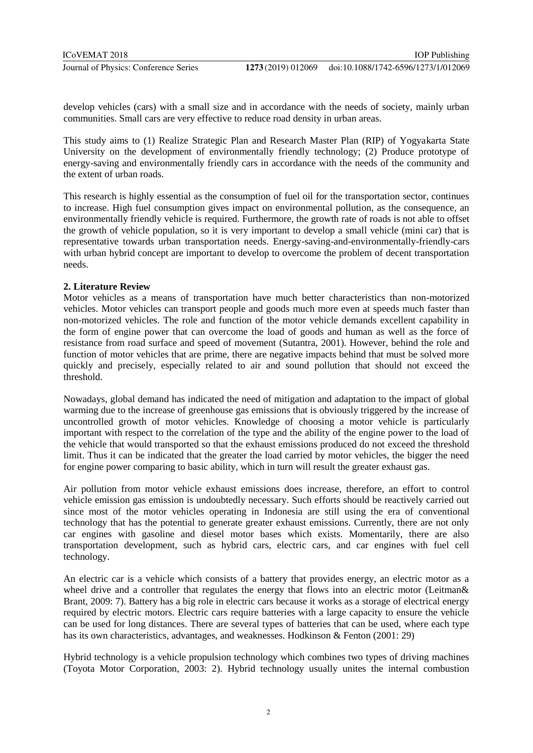develop vehicles (cars) with a small size and in accordance with the needs of society, mainly urban communities. Small cars are very effective to reduce road density in urban areas.

This study aims to (1) Realize Strategic Plan and Research Master Plan (RIP) of Yogyakarta State University on the development of environmentally friendly technology; (2) Produce prototype of energy-saving and environmentally friendly cars in accordance with the needs of the community and the extent of urban roads.

This research is highly essential as the consumption of fuel oil for the transportation sector, continues to increase. High fuel consumption gives impact on environmental pollution, as the consequence, an environmentally friendly vehicle is required. Furthermore, the growth rate of roads is not able to offset the growth of vehicle population, so it is very important to develop a small vehicle (mini car) that is representative towards urban transportation needs. Energy-saving-and-environmentally-friendly-cars with urban hybrid concept are important to develop to overcome the problem of decent transportation needs.

## 2. Literature Review

Motor vehicles as a means of transportation have much better characteristics than non-motorized vehicles. Motor vehicles can transport people and goods much more even at speeds much faster than non-motorized vehicles. The role and function of the motor vehicle demands excellent capability in the form of engine power that can overcome the load of goods and human as well as the force of resistance from road surface and speed of movement (Sutantra, 2001). However, behind the role and function of motor vehicles that are prime, there are negative impacts behind that must be solved more quickly and precisely, especially related to air and sound pollution that should not exceed the threshold.

Nowadays, global demand has indicated the need of mitigation and adaptation to the impact of global warming due to the increase of greenhouse gas emissions that is obviously triggered by the increase of uncontrolled growth of motor vehicles. Knowledge of choosing a motor vehicle is particularly important with respect to the correlation of the type and the ability of the engine power to the load of the vehicle that would transported so that the exhaust emissions produced do not exceed the threshold limit. Thus it can be indicated that the greater the load carried by motor vehicles, the bigger the need for engine power comparing to basic ability, which in turn will result the greater exhaust gas.

Air pollution from motor vehicle exhaust emissions does increase, therefore, an effort to control vehicle emission gas emission is undoubtedly necessary. Such efforts should be reactively carried out since most of the motor vehicles operating in Indonesia are still using the era of conventional technology that has the potential to generate greater exhaust emissions. Currently, there are not only car engines with gasoline and diesel motor bases which exists. Momentarily, there are also transportation development, such as hybrid cars, electric cars, and car engines with fuel cell technology.

An electric car is a vehicle which consists of a battery that provides energy, an electric motor as a wheel drive and a controller that regulates the energy that flows into an electric motor (Leitman& Brant, 2009: 7). Battery has a big role in electric cars because it works as a storage of electrical energy required by electric motors. Electric cars require batteries with a large capacity to ensure the vehicle can be used for long distances. There are several types of batteries that can be used, where each type has its own characteristics, advantages, and weaknesses. Hodkinson & Fenton (2001: 29)

Hybrid technology is a vehicle propulsion technology which combines two types of driving machines (Toyota Motor Corporation, 2003: 2). Hybrid technology usually unites the internal combustion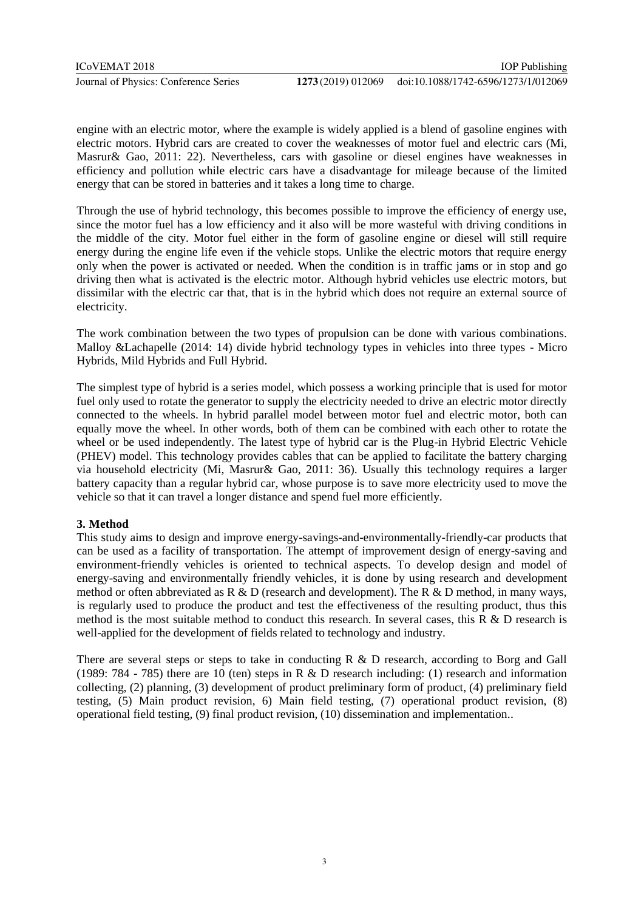engine with an electric motor, where the example is widely applied is a blend of gasoline engines with electric motors. Hybrid cars are created to cover the weaknesses of motor fuel and electric cars (Mi, Masrur& Gao, 2011: 22). Nevertheless, cars with gasoline or diesel engines have weaknesses in efficiency and pollution while electric cars have a disadvantage for mileage because of the limited energy that can be stored in batteries and it takes a long time to charge.

Through the use of hybrid technology, this becomes possible to improve the efficiency of energy use, since the motor fuel has a low efficiency and it also will be more wasteful with driving conditions in the middle of the city. Motor fuel either in the form of gasoline engine or diesel will still require energy during the engine life even if the vehicle stops. Unlike the electric motors that require energy only when the power is activated or needed. When the condition is in traffic jams or in stop and go driving then what is activated is the electric motor. Although hybrid vehicles use electric motors, but dissimilar with the electric car that, that is in the hybrid which does not require an external source of electricity.

The work combination between the two types of propulsion can be done with various combinations. Malloy &Lachapelle (2014: 14) divide hybrid technology types in vehicles into three types - Micro Hybrids, Mild Hybrids and Full Hybrid.

The simplest type of hybrid is a series model, which possess a working principle that is used for motor fuel only used to rotate the generator to supply the electricity needed to drive an electric motor directly connected to the wheels. In hybrid parallel model between motor fuel and electric motor, both can equally move the wheel. In other words, both of them can be combined with each other to rotate the wheel or be used independently. The latest type of hybrid car is the Plug-in Hybrid Electric Vehicle (PHEV) model. This technology provides cables that can be applied to facilitate the battery charging via household electricity (Mi, Masrur& Gao, 2011: 36). Usually this technology requires a larger battery capacity than a regular hybrid car, whose purpose is to save more electricity used to move the vehicle so that it can travel a longer distance and spend fuel more efficiently.

## 3. Method

This study aims to design and improve energy-savings-and-environmentally-friendly-car products that can be used as a facility of transportation. The attempt of improvement design of energy-saving and environment-friendly vehicles is oriented to technical aspects. To develop design and model of energy-saving and environmentally friendly vehicles, it is done by using research and development method or often abbreviated as R & D (research and development). The R & D method, in many ways, is regularly used to produce the product and test the effectiveness of the resulting product, thus this method is the most suitable method to conduct this research. In several cases, this R & D research is well-applied for the development of fields related to technology and industry.

There are several steps or steps to take in conducting R & D research, according to Borg and Gall (1989: 784 - 785) there are 10 (ten) steps in R & D research including: (1) research and information collecting, (2) planning, (3) development of product preliminary form of product, (4) preliminary field testing, (5) Main product revision, 6) Main field testing, (7) operational product revision, (8) operational field testing, (9) final product revision, (10) dissemination and implementation..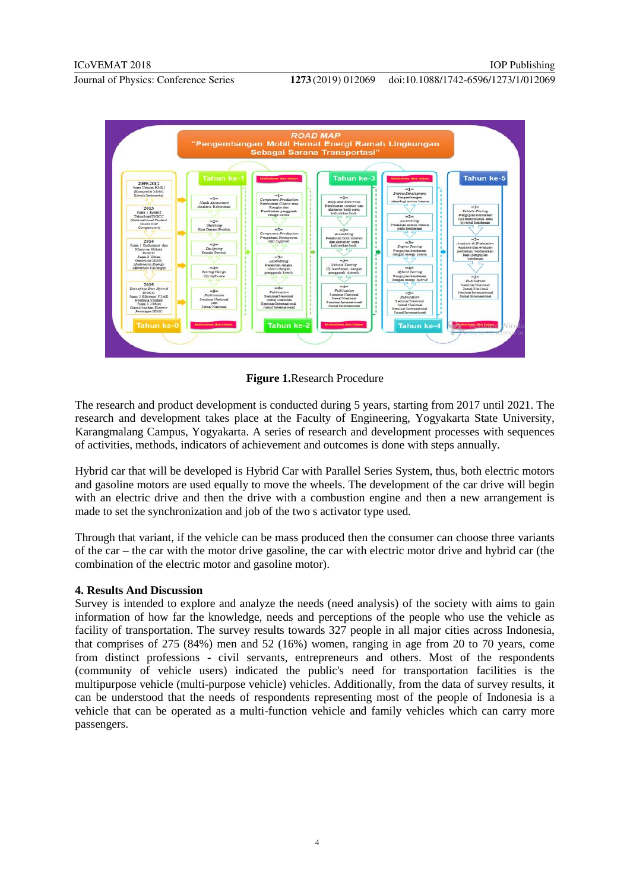**Figure 1.**Research Procedure

The research and product development is conducted during 5 years, starting from 2017 until 2021. The research and development takes place at the Faculty of Engineering, Yogyakarta State University, Karangmalang Campus, Yogyakarta. A series of research and development processes with sequences of activities, methods, indicators of achievement and outcomes is done with steps annually.

Hybrid car that will be developed is Hybrid Car with Parallel Series System, thus, both electric motors and gasoline motors are used equally to move the wheels. The development of the car drive will begin with an electric drive and then the drive with a combustion engine and then a new arrangement is made to set the synchronization and job of the two s activator type used.

Through that variant, if the vehicle can be mass produced then the consumer can choose three variants of the car – the car with the motor drive gasoline, the car with electric motor drive and hybrid car (the combination of the electric motor and gasoline motor).

## 4. Results And Discussion

Survey is intended to explore and analyze the needs (need analysis) of the society with aims to gain information of how far the knowledge, needs and perceptions of the people who use the vehicle as facility of transportation. The survey results towards 327 people in all major cities across Indonesia, that comprises of 275 (84%) men and 52 (16%) women, ranging in age from 20 to 70 years, come from distinct professions - civil servants, entrepreneurs and others. Most of the respondents (community of vehicle users) indicated the public's need for transportation facilities is the multipurpose vehicle (multi-purpose vehicle) vehicles. Additionally, from the data of survey results, it can be understood that the needs of respondents representing most of the people of Indonesia is a vehicle that can be operated as a multi-function vehicle and family vehicles which can carry more passengers.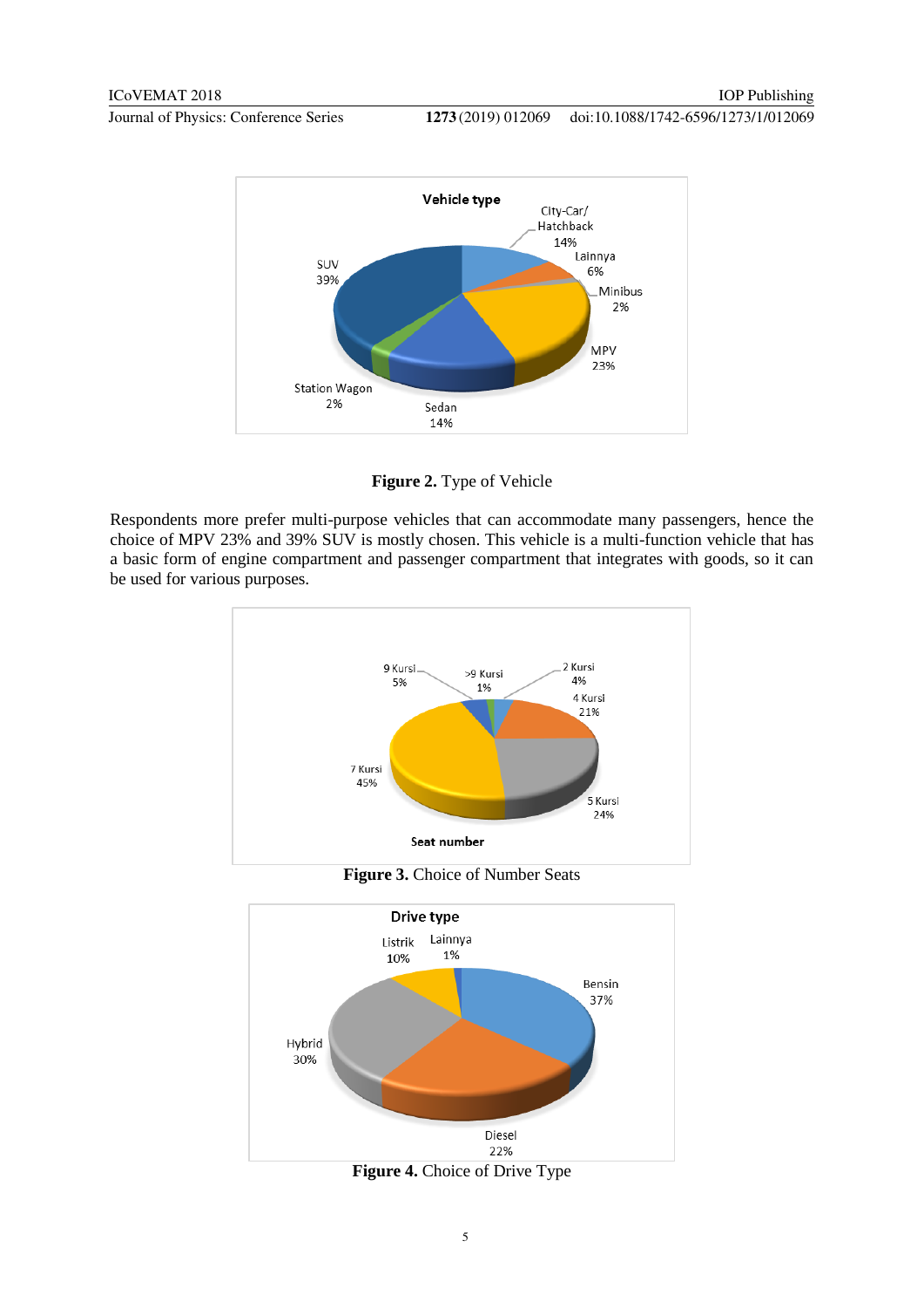**Figure 2.** Type of Vehicle

Respondents more prefer multi-purpose vehicles that can accommodate many passengers, hence the choice of MPV 23% and 39% SUV is mostly chosen. This vehicle is a multi-function vehicle that has a basic form of engine compartment and passenger compartment that integrates with goods, so it can be used for various purposes.

**Figure 3.** Choice of Number Seats

**Figure 4.** Choice of Drive Type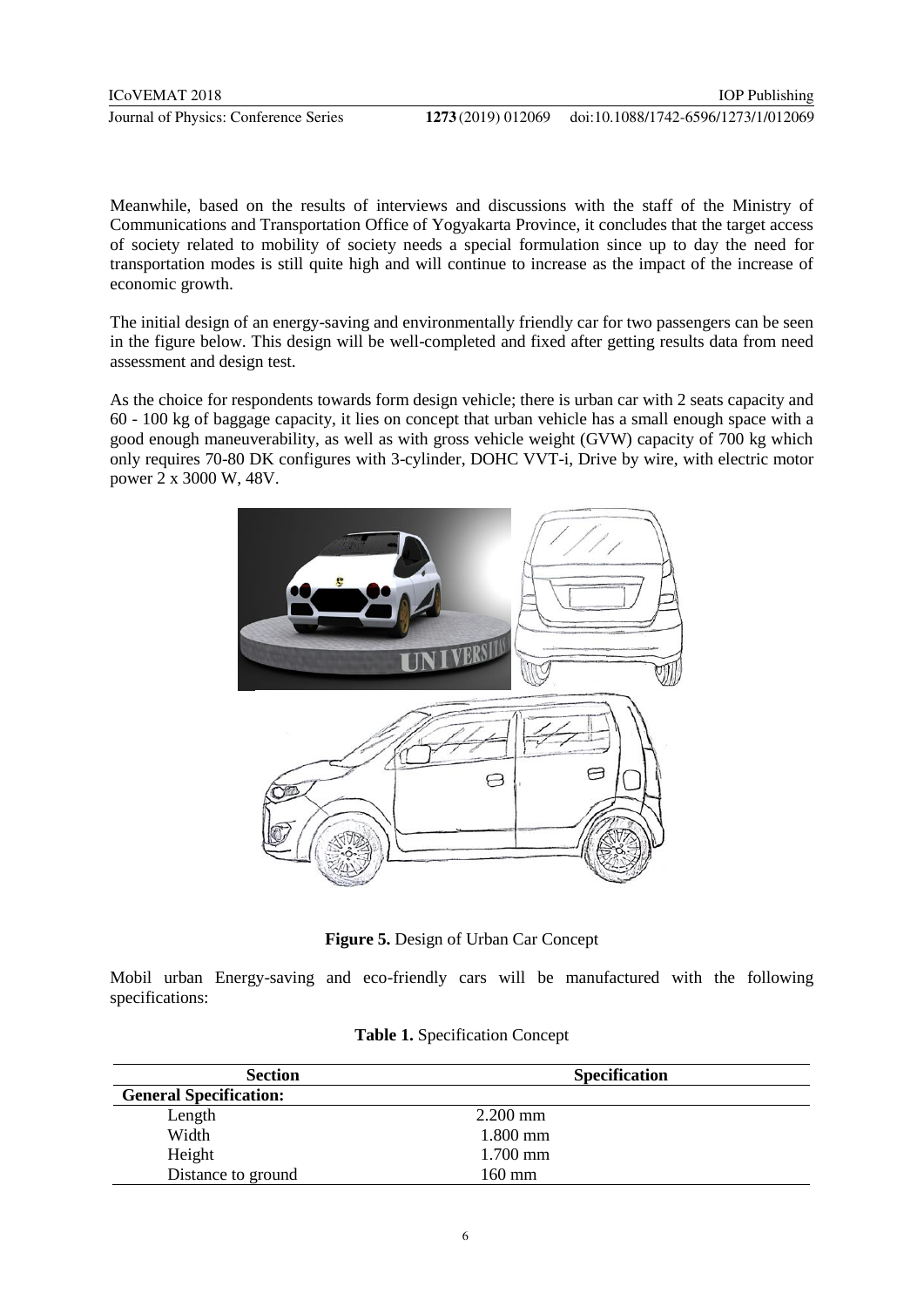Meanwhile, based on the results of interviews and discussions with the staff of the Ministry of Communications and Transportation Office of Yogyakarta Province, it concludes that the target access of society related to mobility of society needs a special formulation since up to day the need for transportation modes is still quite high and will continue to increase as the impact of the increase of economic growth.

The initial design of an energy-saving and environmentally friendly car for two passengers can be seen in the figure below. This design will be well-completed and fixed after getting results data from need assessment and design test.

As the choice for respondents towards form design vehicle; there is urban car with 2 seats capacity and 60 - 100 kg of baggage capacity, it lies on concept that urban vehicle has a small enough space with a good enough maneuverability, as well as with gross vehicle weight (GVW) capacity of 700 kg which only requires 70-80 DK configures with 3-cylinder, DOHC VVT-i, Drive by wire, with electric motor power 2 x 3000 W, 48V.

**Figure 5.** Design of Urban Car Concept

Mobil urban Energy-saving and eco-friendly cars will be manufactured with the following specifications:

**Table 1.** Specification Concept

| Section | Specification |
|---|---|
| **General Specification:** | |
| Length | 2.200 mm |
| Width | 1.800 mm |
| Height | 1.700 mm |
| Distance to ground | 160 mm |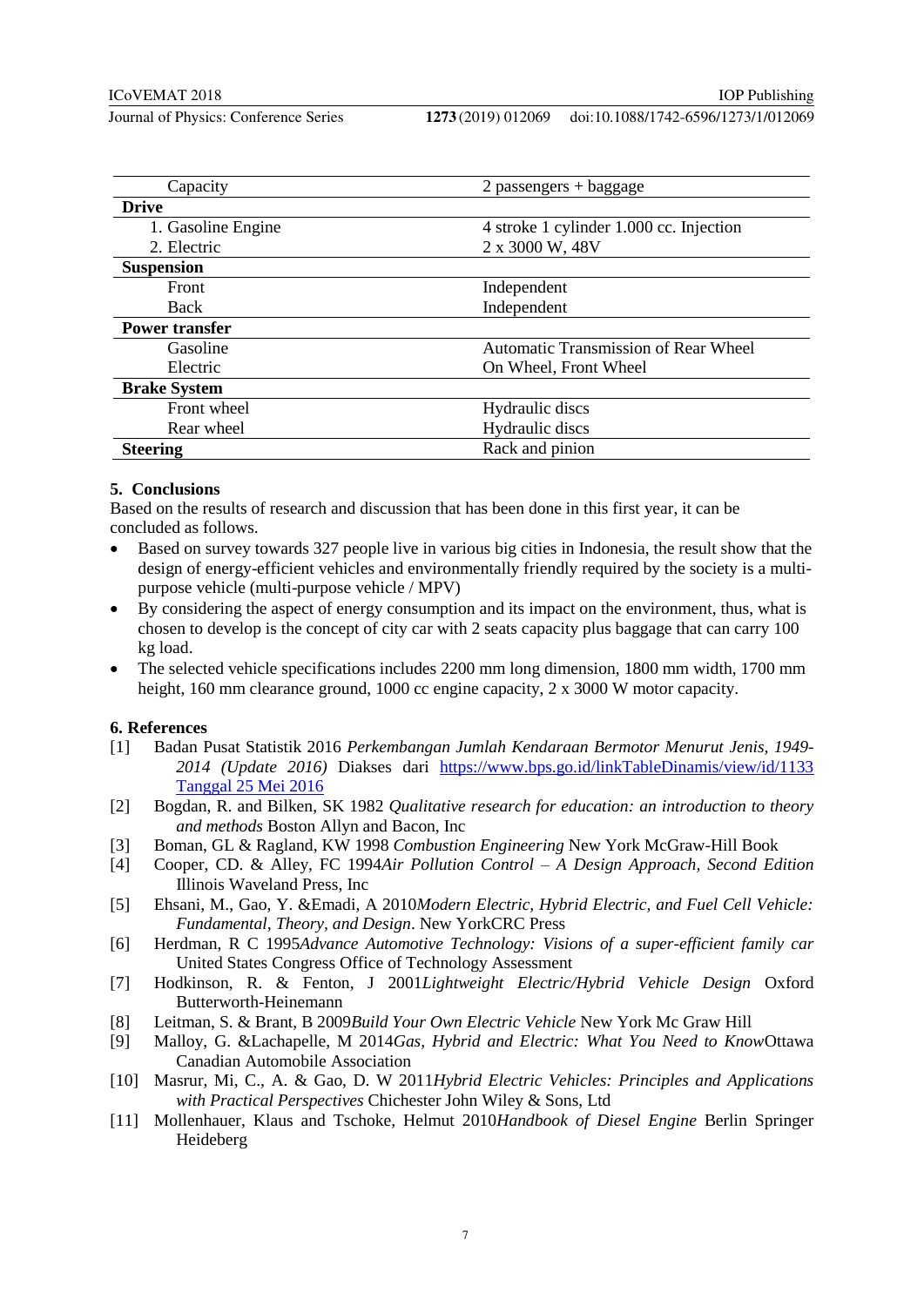| | |
|---|---|
| Capacity | 2 passengers + baggage |
| **Drive** | |
| 1. Gasoline Engine | 4 stroke 1 cylinder 1.000 cc. Injection |
| 2. Electric | 2 x 3000 W, 48V |
| **Suspension** | |
| Front | Independent |
| Back | Independent |
| **Power transfer** | |
| Gasoline | Automatic Transmission of Rear Wheel |
| Electric | On Wheel, Front Wheel |
| **Brake System** | |
| Front wheel | Hydraulic discs |
| Rear wheel | Hydraulic discs |
| **Steering** | Rack and pinion |

## 5. Conclusions

Based on the results of research and discussion that has been done in this first year, it can be concluded as follows.

- Based on survey towards 327 people live in various big cities in Indonesia, the result show that the design of energy-efficient vehicles and environmentally friendly required by the society is a multi-purpose vehicle (multi-purpose vehicle / MPV)
- By considering the aspect of energy consumption and its impact on the environment, thus, what is chosen to develop is the concept of city car with 2 seats capacity plus baggage that can carry 100 kg load.
- The selected vehicle specifications includes 2200 mm long dimension, 1800 mm width, 1700 mm height, 160 mm clearance ground, 1000 cc engine capacity, 2 x 3000 W motor capacity.

## 6. References

[1] Badan Pusat Statistik 2016 *Perkembangan Jumlah Kendaraan Bermotor Menurut Jenis, 1949-2014 (Update 2016)* Diakses dari https://www.bps.go.id/linkTableDinamis/view/id/1133 Tanggal 25 Mei 2016

[2] Bogdan, R. and Bilken, SK 1982 *Qualitative research for education: an introduction to theory and methods* Boston Allyn and Bacon, Inc

[3] Boman, GL & Ragland, KW 1998 *Combustion Engineering* New York McGraw-Hill Book

[4] Cooper, CD. & Alley, FC 1994*Air Pollution Control – A Design Approach, Second Edition* Illinois Waveland Press, Inc

[5] Ehsani, M., Gao, Y. &Emadi, A 2010*Modern Electric, Hybrid Electric, and Fuel Cell Vehicle: Fundamental, Theory, and Design*. New YorkCRC Press

[6] Herdman, R C 1995*Advance Automotive Technology: Visions of a super-efficient family car* United States Congress Office of Technology Assessment

[7] Hodkinson, R. & Fenton, J 2001*Lightweight Electric/Hybrid Vehicle Design* Oxford Butterworth-Heinemann

[8] Leitman, S. & Brant, B 2009*Build Your Own Electric Vehicle* New York Mc Graw Hill

[9] Malloy, G. &Lachapelle, M 2014*Gas, Hybrid and Electric: What You Need to Know*Ottawa Canadian Automobile Association

[10] Masrur, Mi, C., A. & Gao, D. W 2011*Hybrid Electric Vehicles: Principles and Applications with Practical Perspectives* Chichester John Wiley & Sons, Ltd

[11] Mollenhauer, Klaus and Tschoke, Helmut 2010*Handbook of Diesel Engine* Berlin Springer Heideberg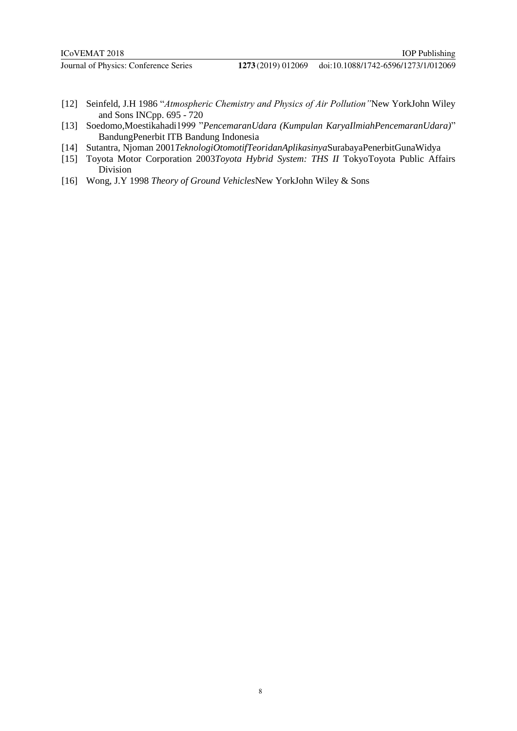[12] Seinfeld, J.H 1986 "*Atmospheric Chemistry and Physics of Air Pollution"*New YorkJohn Wiley and Sons INCpp. 695 - 720

[13] Soedomo,Moestikahadi1999 "*PencemaranUdara (Kumpulan KaryaIlmiahPencemaranUdara)*" BandungPenerbit ITB Bandung Indonesia

[14] Sutantra, Njoman 2001*TeknologiOtomotifTeoridanAplikasinya*SurabayaPenerbitGunaWidya

[15] Toyota Motor Corporation 2003*Toyota Hybrid System: THS II* TokyoToyota Public Affairs Division

[16] Wong, J.Y 1998 *Theory of Ground Vehicles*New YorkJohn Wiley & Sons